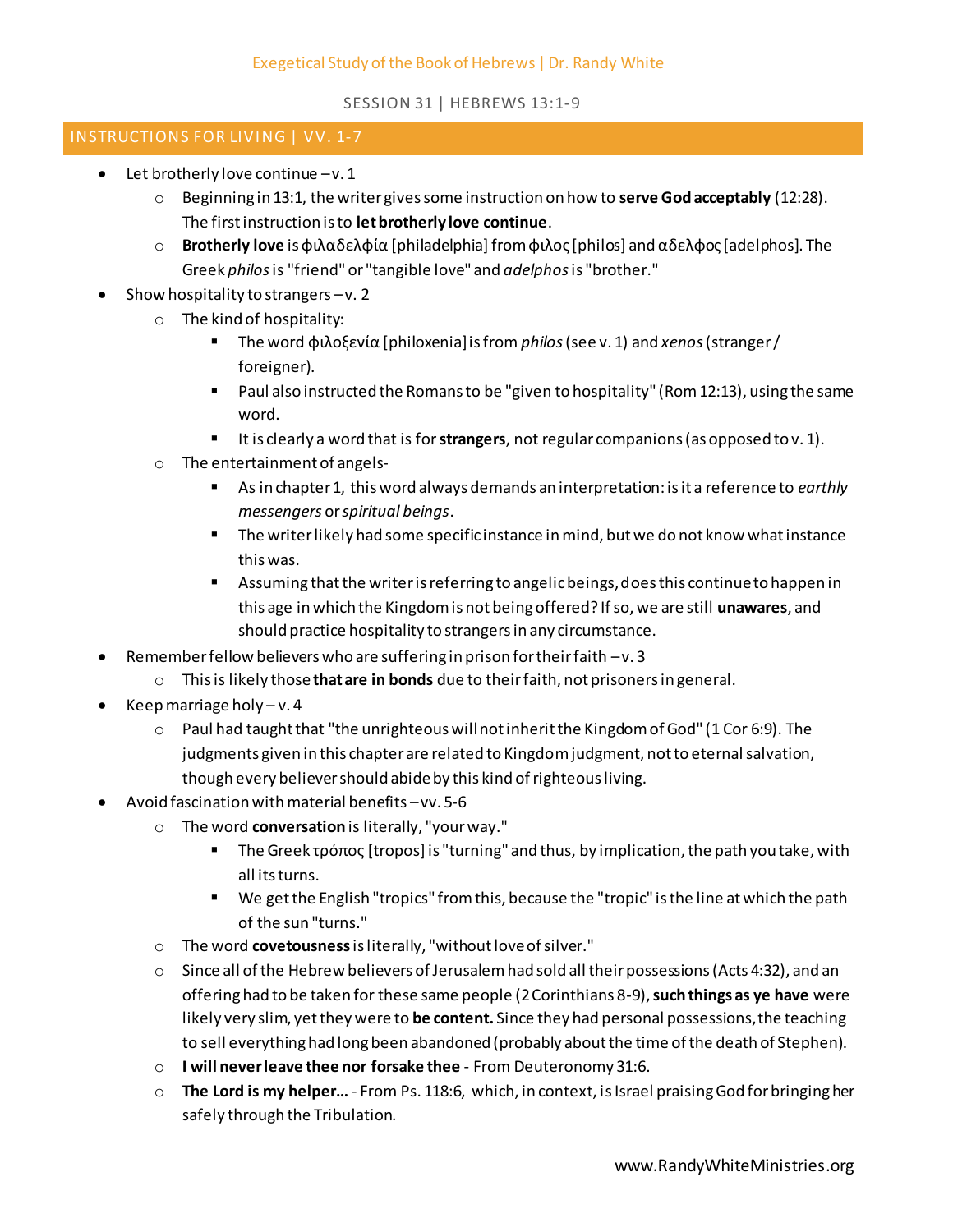Exegetical Study of the Book of Hebrews | Dr. Randy White

SESSION 31 | HEBREWS 13:1-9

## INSTRUCTIONS FOR LIVING | VV. 1-7

- Let brotherly love continue – v. 1
  - Beginning in 13:1, the writer gives some instruction on how to **serve God acceptably** (12:28). The first instruction is to **let brotherly love continue**.
  - **Brotherly love** is φιλαδελφία [philadelphia] from φιλος [philos] and αδελφος [adelphos]. The Greek *philos* is "friend" or "tangible love" and *adelphos* is "brother."
- Show hospitality to strangers – v. 2
  - The kind of hospitality:
    - The word φιλοξενία [philoxenia] is from *philos* (see v. 1) and *xenos* (stranger / foreigner).
    - Paul also instructed the Romans to be "given to hospitality" (Rom 12:13), using the same word.
    - It is clearly a word that is for **strangers**, not regular companions (as opposed to v. 1).
  - The entertainment of angels-
    - As in chapter 1, this word always demands an interpretation: is it a reference to *earthly messengers* or *spiritual beings*.
    - The writer likely had some specific instance in mind, but we do not know what instance this was.
    - Assuming that the writer is referring to angelic beings, does this continue to happen in this age in which the Kingdom is not being offered? If so, we are still **unawares**, and should practice hospitality to strangers in any circumstance.
- Remember fellow believers who are suffering in prison for their faith – v. 3
  - This is likely those **that are in bonds** due to their faith, not prisoners in general.
- Keep marriage holy – v. 4
  - Paul had taught that "the unrighteous will not inherit the Kingdom of God" (1 Cor 6:9). The judgments given in this chapter are related to Kingdom judgment, not to eternal salvation, though every believer should abide by this kind of righteous living.
- Avoid fascination with material benefits – vv. 5-6
  - The word **conversation** is literally, "your way."
    - The Greek τρόπος [tropos] is "turning" and thus, by implication, the path you take, with all its turns.
    - We get the English "tropics" from this, because the "tropic" is the line at which the path of the sun "turns."
  - The word **covetousness** is literally, "without love of silver."
  - Since all of the Hebrew believers of Jerusalem had sold all their possessions (Acts 4:32), and an offering had to be taken for these same people (2 Corinthians 8-9), **such things as ye have** were likely very slim, yet they were to **be content.** Since they had personal possessions, the teaching to sell everything had long been abandoned (probably about the time of the death of Stephen).
  - **I will never leave thee nor forsake thee** - From Deuteronomy 31:6.
  - **The Lord is my helper…** - From Ps. 118:6, which, in context, is Israel praising God for bringing her safely through the Tribulation.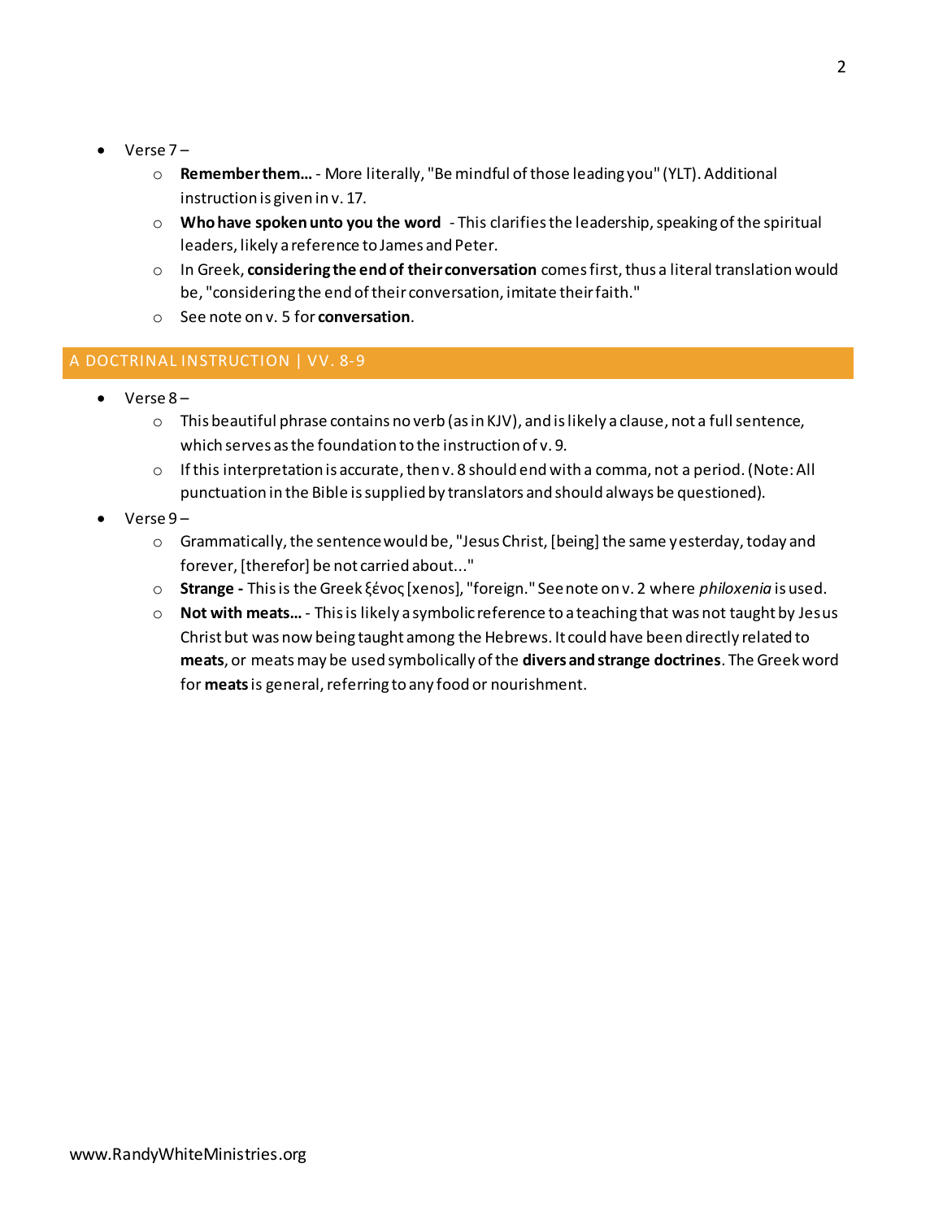- Verse 7 –
    - **Remember them…** - More literally, "Be mindful of those leading you" (YLT). Additional instruction is given in v. 17.
    - **Who have spoken unto you the word** - This clarifies the leadership, speaking of the spiritual leaders, likely a reference to James and Peter.
    - In Greek, **considering the end of their conversation** comes first, thus a literal translation would be, "considering the end of their conversation, imitate their faith."
    - See note on v. 5 for **conversation**.

## A DOCTRINAL INSTRUCTION | VV. 8-9

- Verse 8 –
    - This beautiful phrase contains no verb (as in KJV), and is likely a clause, not a full sentence, which serves as the foundation to the instruction of v. 9.
    - If this interpretation is accurate, then v. 8 should end with a comma, not a period. (Note: All punctuation in the Bible is supplied by translators and should always be questioned).
- Verse 9 –
    - Grammatically, the sentence would be, "Jesus Christ, [being] the same yesterday, today and forever, [therefor] be not carried about..."
    - **Strange -** This is the Greek ξένος [xenos], "foreign." See note on v. 2 where *philoxenia* is used.
    - **Not with meats…** - This is likely a symbolic reference to a teaching that was not taught by Jesus Christ but was now being taught among the Hebrews. It could have been directly related to **meats**, or meats may be used symbolically of the **divers and strange doctrines**. The Greek word for **meats** is general, referring to any food or nourishment.

www.RandyWhiteMinistries.org